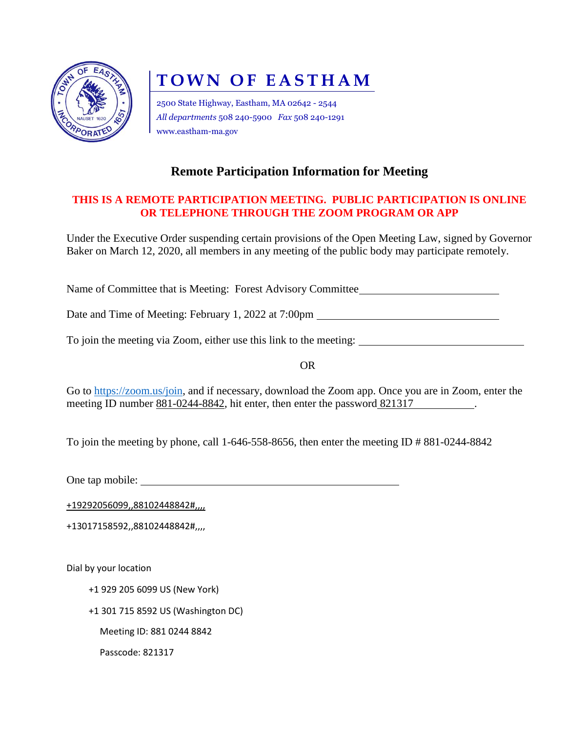# TOWN OF EASTHAM

2500 State Highway, Eastham, MA 02642 - 2544
*All departments* 508 240-5900 *Fax* 508 240-1291
www.eastham-ma.gov

## Remote Participation Information for Meeting

**THIS IS A REMOTE PARTICIPATION MEETING. PUBLIC PARTICIPATION IS ONLINE OR TELEPHONE THROUGH THE ZOOM PROGRAM OR APP**

Under the Executive Order suspending certain provisions of the Open Meeting Law, signed by Governor Baker on March 12, 2020, all members in any meeting of the public body may participate remotely.

Name of Committee that is Meeting: Forest Advisory Committee

Date and Time of Meeting: February 1, 2022 at 7:00pm

To join the meeting via Zoom, either use this link to the meeting:

OR

Go to https://zoom.us/join, and if necessary, download the Zoom app. Once you are in Zoom, enter the meeting ID number 881-0244-8842, hit enter, then enter the password 821317.

To join the meeting by phone, call 1-646-558-8656, then enter the meeting ID # 881-0244-8842

One tap mobile:

+19292056099,,88102448842#,,,,

+13017158592,,88102448842#,,,,

Dial by your location

+1 929 205 6099 US (New York)

+1 301 715 8592 US (Washington DC)

Meeting ID: 881 0244 8842

Passcode: 821317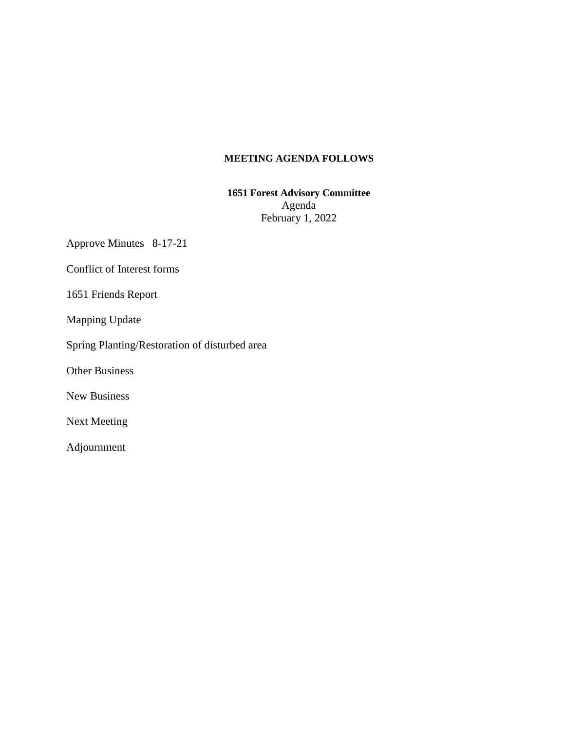**MEETING AGENDA FOLLOWS**

**1651 Forest Advisory Committee**
Agenda
February 1, 2022

Approve Minutes 8-17-21

Conflict of Interest forms

1651 Friends Report

Mapping Update

Spring Planting/Restoration of disturbed area

Other Business

New Business

Next Meeting

Adjournment